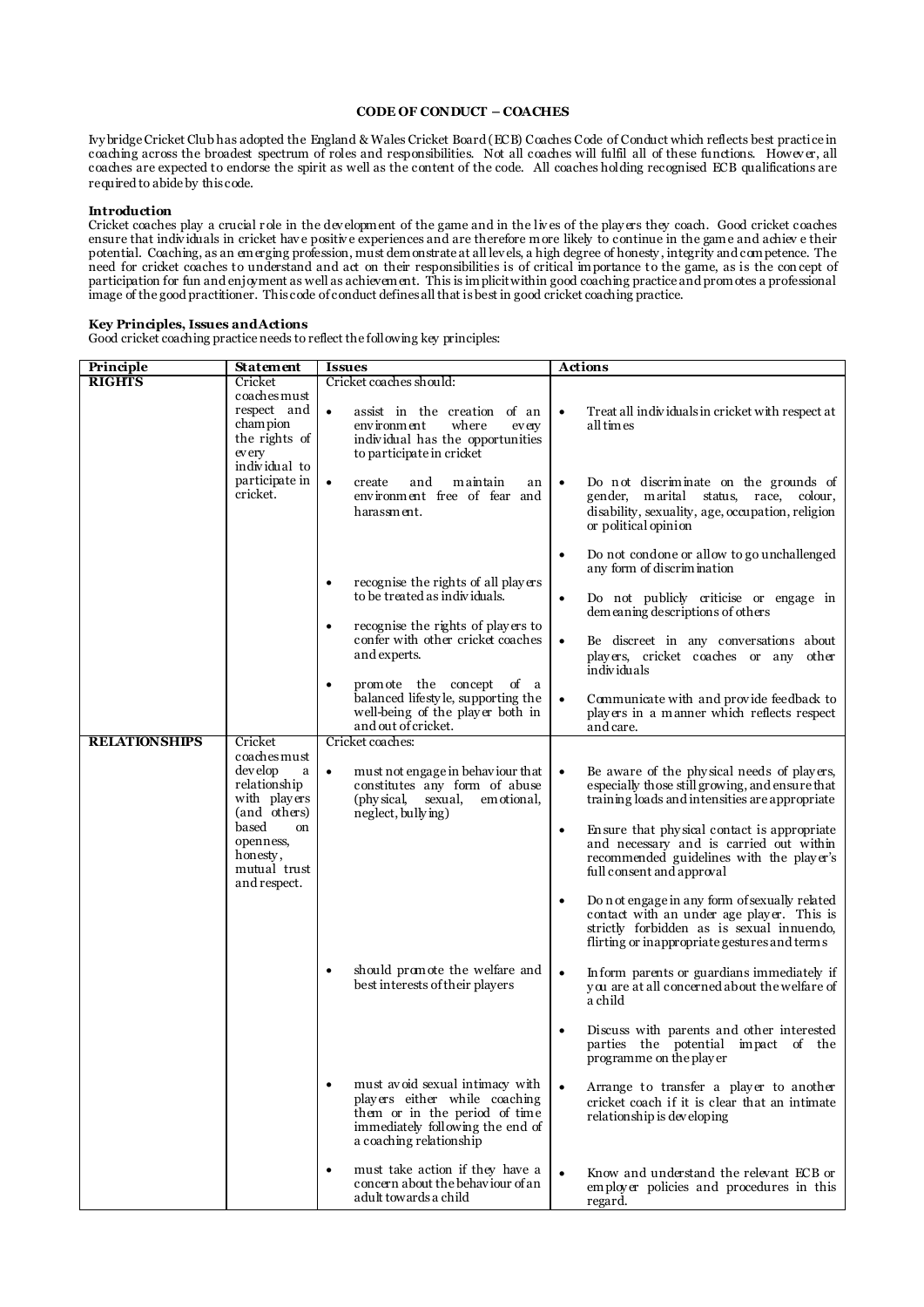**CODE OF CONDUCT – COACHES**

Ivybridge Cricket Club has adopted the England & Wales Cricket Board (ECB) Coaches Code of Conduct which reflects best practice in coaching across the broadest spectrum of roles and responsibilities. Not all coaches will fulfil all of these functions. However, all coaches are expected to endorse the spirit as well as the content of the code. All coaches holding recognised ECB qualifications are required to abide by this code.

**Introduction**

Cricket coaches play a crucial role in the development of the game and in the lives of the players they coach. Good cricket coaches ensure that individuals in cricket have positive experiences and are therefore more likely to continue in the game and achieve their potential. Coaching, as an emerging profession, must demonstrate at all levels, a high degree of honesty, integrity and competence. The need for cricket coaches to understand and act on their responsibilities is of critical importance to the game, as is the concept of participation for fun and enjoyment as well as achievement. This is implicit within good coaching practice and promotes a professional image of the good practitioner. This code of conduct defines all that is best in good cricket coaching practice.

**Key Principles, Issues and Actions**

Good cricket coaching practice needs to reflect the following key principles:

| Principle | Statement | Issues | Actions |
|---|---|---|---|
| **RIGHTS** | Cricket coaches must respect and champion the rights of every individual to participate in cricket. | Cricket coaches should: | |
| | | • assist in the creation of an environment where every individual has the opportunities to participate in cricket | • Treat all individuals in cricket with respect at all times |
| | | • create and maintain an environment free of fear and harassment. | • Do not discriminate on the grounds of gender, marital status, race, colour, disability, sexuality, age, occupation, religion or political opinion |
| | | | • Do not condone or allow to go unchallenged any form of discrimination |
| | | • recognise the rights of all players to be treated as individuals. | • Do not publicly criticise or engage in demeaning descriptions of others |
| | | • recognise the rights of players to confer with other cricket coaches and experts. | • Be discreet in any conversations about players, cricket coaches or any other individuals |
| | | • promote the concept of a balanced lifestyle, supporting the well-being of the player both in and out of cricket. | • Communicate with and provide feedback to players in a manner which reflects respect and care. |
| **RELATIONSHIPS** | Cricket coaches must develop a relationship with players (and others) based on openness, honesty, mutual trust and respect. | Cricket coaches: | |
| | | • must not engage in behaviour that constitutes any form of abuse (physical, sexual, emotional, neglect, bullying) | • Be aware of the physical needs of players, especially those still growing, and ensure that training loads and intensities are appropriate |
| | | | • Ensure that physical contact is appropriate and necessary and is carried out within recommended guidelines with the player's full consent and approval |
| | | | • Do not engage in any form of sexually related contact with an under age player. This is strictly forbidden as is sexual innuendo, flirting or inappropriate gestures and terms |
| | | • should promote the welfare and best interests of their players | • Inform parents or guardians immediately if you are at all concerned about the welfare of a child |
| | | | • Discuss with parents and other interested parties the potential impact of the programme on the player |
| | | • must avoid sexual intimacy with players either while coaching them or in the period of time immediately following the end of a coaching relationship | • Arrange to transfer a player to another cricket coach if it is clear that an intimate relationship is developing |
| | | • must take action if they have a concern about the behaviour of an adult towards a child | • Know and understand the relevant ECB or employer policies and procedures in this regard. |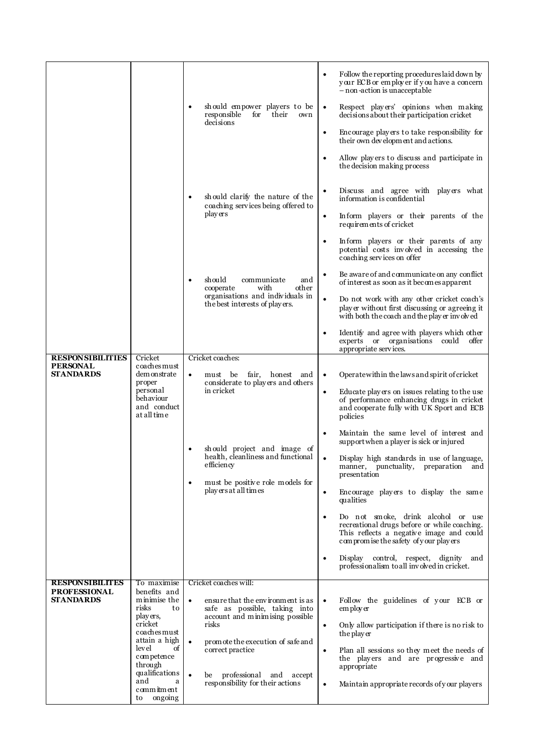| | | | |
|---|---|---|---|
| | | • should empower players to be responsible for their own decisions | • Follow the reporting procedures laid down by your ECB or employer if you have a concern – non-action is unacceptable<br>• Respect players' opinions when making decisions about their participation cricket<br>• Encourage players to take responsibility for their own development and actions.<br>• Allow players to discuss and participate in the decision making process |
| | | • should clarify the nature of the coaching services being offered to players | • Discuss and agree with players what information is confidential<br>• Inform players or their parents of the requirements of cricket<br>• Inform players or their parents of any potential costs involved in accessing the coaching services on offer |
| | | • should communicate and cooperate with other organisations and individuals in the best interests of players. | • Be aware of and communicate on any conflict of interest as soon as it becomes apparent<br>• Do not work with any other cricket coach's player without first discussing or agreeing it with both the coach and the player involved<br>• Identify and agree with players which other experts or organisations could offer appropriate services. |
| **RESPONSIBILITIES PERSONAL STANDARDS** | Cricket coaches must demonstrate proper personal behaviour and conduct at all time | Cricket coaches:<br>• must be fair, honest and considerate to players and others in cricket<br>• should project and image of health, cleanliness and functional efficiency<br>• must be positive role models for players at all times | • Operate within the laws and spirit of cricket<br>• Educate players on issues relating to the use of performance enhancing drugs in cricket and cooperate fully with UK Sport and ECB policies<br>• Maintain the same level of interest and support when a player is sick or injured<br>• Display high standards in use of language, manner, punctuality, preparation and presentation<br>• Encourage players to display the same qualities<br>• Do not smoke, drink alcohol or use recreational drugs before or while coaching. This reflects a negative image and could compromise the safety of your players<br>• Display control, respect, dignity and professionalism to all involved in cricket. |
| **RESPONSIBILITES PROFESSIONAL STANDARDS** | To maximise benefits and minimise the risks to players, cricket coaches must attain a high level of competence through qualifications and a commitment to ongoing | Cricket coaches will:<br>• ensure that the environment is as safe as possible, taking into account and minimising possible risks<br>• promote the execution of safe and correct practice<br>• be professional and accept responsibility for their actions | • Follow the guidelines of your ECB or employer<br>• Only allow participation if there is no risk to the player<br>• Plan all sessions so they meet the needs of the players and are progressive and appropriate<br>• Maintain appropriate records of your players |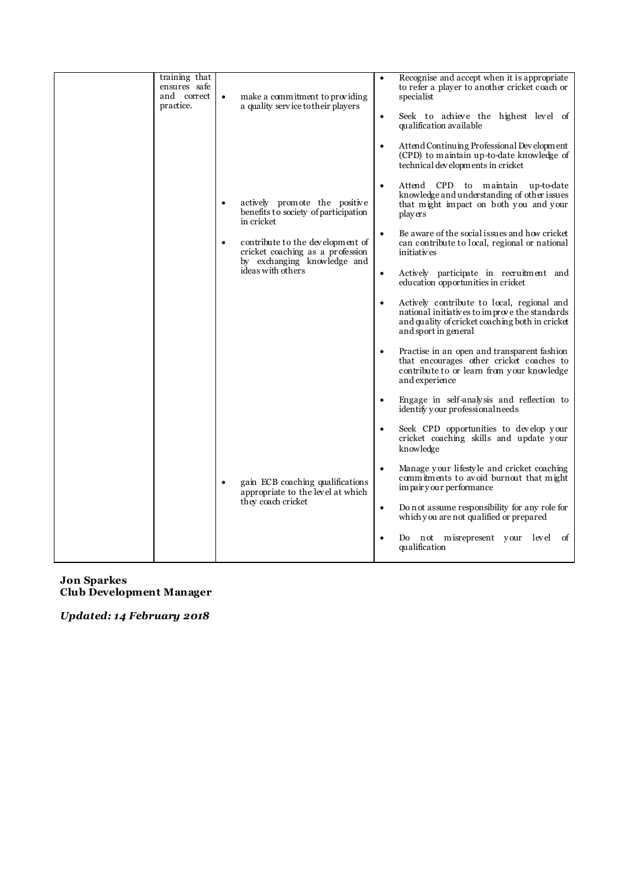| | | | |
|---|---|---|---|
| | training that ensures safe and correct practice. | • make a commitment to providing a quality service to their players | • Recognise and accept when it is appropriate to refer a player to another cricket coach or specialist<br>• Seek to achieve the highest level of qualification available<br>• Attend Continuing Professional Development (CPD) to maintain up-to-date knowledge of technical developments in cricket |
| | | • actively promote the positive benefits to society of participation in cricket<br>• contribute to the development of cricket coaching as a profession by exchanging knowledge and ideas with others | • Attend CPD to maintain up-to-date knowledge and understanding of other issues that might impact on both you and your players<br>• Be aware of the social issues and how cricket can contribute to local, regional or national initiatives<br>• Actively participate in recruitment and education opportunities in cricket<br>• Actively contribute to local, regional and national initiatives to improve the standards and quality of cricket coaching both in cricket and sport in general<br>• Practise in an open and transparent fashion that encourages other cricket coaches to contribute to or learn from your knowledge and experience<br>• Engage in self-analysis and reflection to identify your professional needs<br>• Seek CPD opportunities to develop your cricket coaching skills and update your knowledge |
| | | • gain ECB coaching qualifications appropriate to the level at which they coach cricket | • Manage your lifestyle and cricket coaching commitments to avoid burnout that might impair your performance<br>• Do not assume responsibility for any role for which you are not qualified or prepared<br>• Do not misrepresent your level of qualification |

**Jon Sparkes**
**Club Development Manager**

***Updated: 14 February 2018***